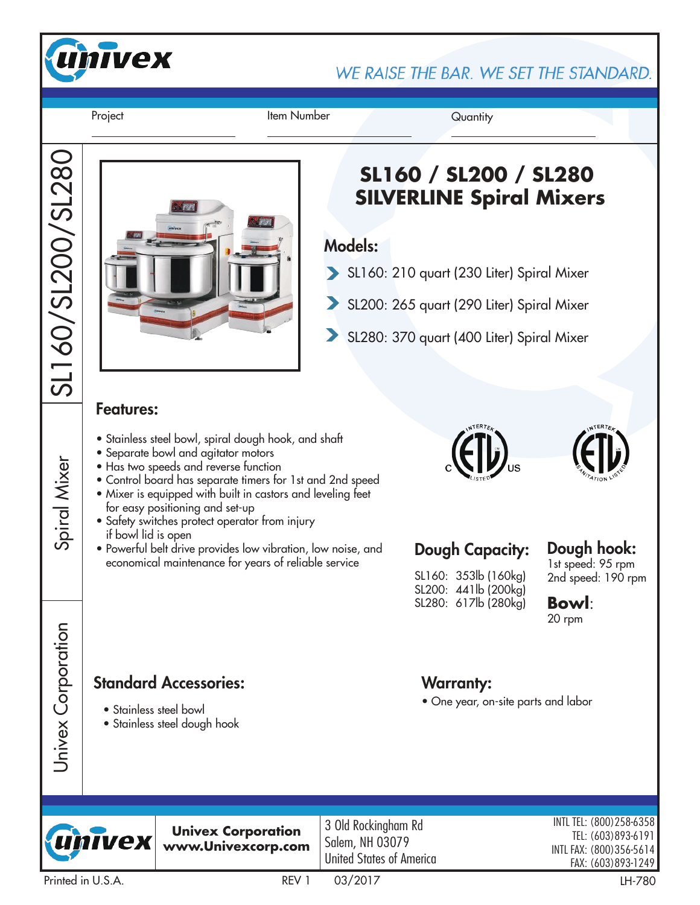WE RAISE THE BAR. WE SET THE STANDARD.

Project ____________ Item Number ____________ Quantity ____________

# SL160 / SL200 / SL280 SILVERLINE Spiral Mixers

## Models:

- SL160: 210 quart (230 Liter) Spiral Mixer
- SL200: 265 quart (290 Liter) Spiral Mixer
- SL280: 370 quart (400 Liter) Spiral Mixer

## Features:

- Stainless steel bowl, spiral dough hook, and shaft
- Separate bowl and agitator motors
- Has two speeds and reverse function
- Control board has separate timers for 1st and 2nd speed
- Mixer is equipped with built in castors and leveling feet for easy positioning and set-up
- Safety switches protect operator from injury if bowl lid is open
- Powerful belt drive provides low vibration, low noise, and economical maintenance for years of reliable service

## Dough Capacity:

SL160: 353lb (160kg)
SL200: 441lb (200kg)
SL280: 617lb (280kg)

## Dough hook:

1st speed: 95 rpm
2nd speed: 190 rpm

## Bowl:

20 rpm

## Standard Accessories:

- Stainless steel bowl
- Stainless steel dough hook

## Warranty:

- One year, on-site parts and labor

**Univex Corporation**
**www.Univexcorp.com**

3 Old Rockingham Rd
Salem, NH 03079
United States of America

INTL TEL: (800)258-6358
TEL: (603)893-6191
INTL FAX: (800)356-5614
FAX: (603)893-1249

Printed in U.S.A. REV 1 03/2017 LH-780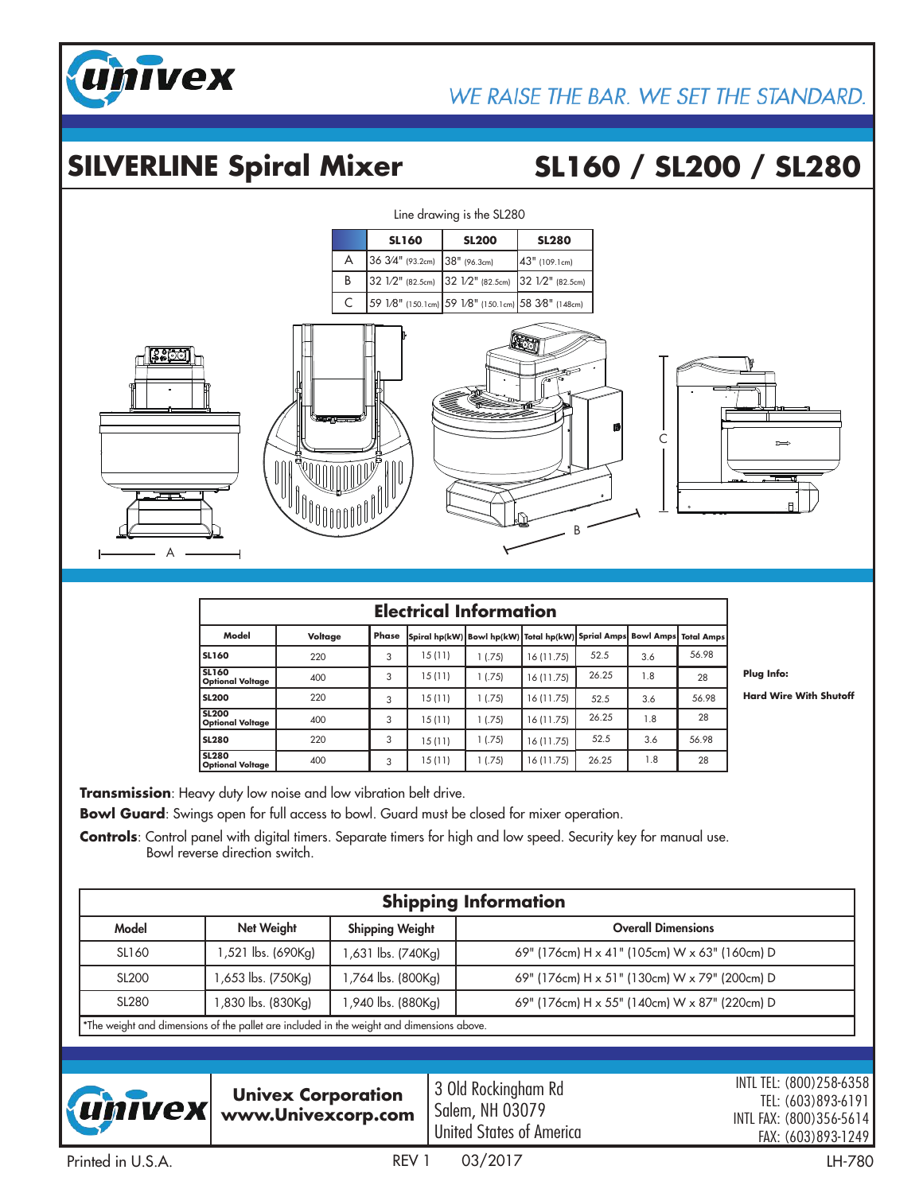# SILVERLINE Spiral Mixer

# SL160 / SL200 / SL280

WE RAISE THE BAR. WE SET THE STANDARD.

Line drawing is the SL280

| | SL160 | SL200 | SL280 |
|---|---|---|---|
| A | 36 3⁄4" (93.2cm) | 38" (96.3cm) | 43" (109.1cm) |
| B | 32 1⁄2" (82.5cm) | 32 1⁄2" (82.5cm) | 32 1⁄2" (82.5cm) |
| C | 59 1⁄8" (150.1cm) | 59 1⁄8" (150.1cm) | 58 3⁄8" (148cm) |

A

B

C

## Electrical Information

| Model | Voltage | Phase | Spiral hp(kW) | Bowl hp(kW) | Total hp(kW) | Sprial Amps | Bowl Amps | Total Amps |
|---|---|---|---|---|---|---|---|---|
| **SL160** | 220 | 3 | 15 (11) | 1 (.75) | 16 (11.75) | 52.5 | 3.6 | 56.98 |
| **SL160 Optional Voltage** | 400 | 3 | 15 (11) | 1 (.75) | 16 (11.75) | 26.25 | 1.8 | 28 |
| **SL200** | 220 | 3 | 15 (11) | 1 (.75) | 16 (11.75) | 52.5 | 3.6 | 56.98 |
| **SL200 Optional Voltage** | 400 | 3 | 15 (11) | 1 (.75) | 16 (11.75) | 26.25 | 1.8 | 28 |
| **SL280** | 220 | 3 | 15 (11) | 1 (.75) | 16 (11.75) | 52.5 | 3.6 | 56.98 |
| **SL280 Optional Voltage** | 400 | 3 | 15 (11) | 1 (.75) | 16 (11.75) | 26.25 | 1.8 | 28 |

**Plug Info:**

**Hard Wire With Shutoff**

**Transmission**: Heavy duty low noise and low vibration belt drive.

**Bowl Guard**: Swings open for full access to bowl. Guard must be closed for mixer operation.

**Controls**: Control panel with digital timers. Separate timers for high and low speed. Security key for manual use. Bowl reverse direction switch.

## Shipping Information

| Model | Net Weight | Shipping Weight | Overall Dimensions |
|---|---|---|---|
| SL160 | 1,521 lbs. (690Kg) | 1,631 lbs. (740Kg) | 69" (176cm) H x 41" (105cm) W x 63" (160cm) D |
| SL200 | 1,653 lbs. (750Kg) | 1,764 lbs. (800Kg) | 69" (176cm) H x 51" (130cm) W x 79" (200cm) D |
| SL280 | 1,830 lbs. (830Kg) | 1,940 lbs. (880Kg) | 69" (176cm) H x 55" (140cm) W x 87" (220cm) D |

*The weight and dimensions of the pallet are included in the weight and dimensions above.

**Univex Corporation**
**www.Univexcorp.com**

3 Old Rockingham Rd
Salem, NH 03079
United States of America

INTL TEL: (800)258-6358
TEL: (603)893-6191
INTL FAX: (800)356-5614
FAX: (603)893-1249

Printed in U.S.A. REV 1 03/2017 LH-780